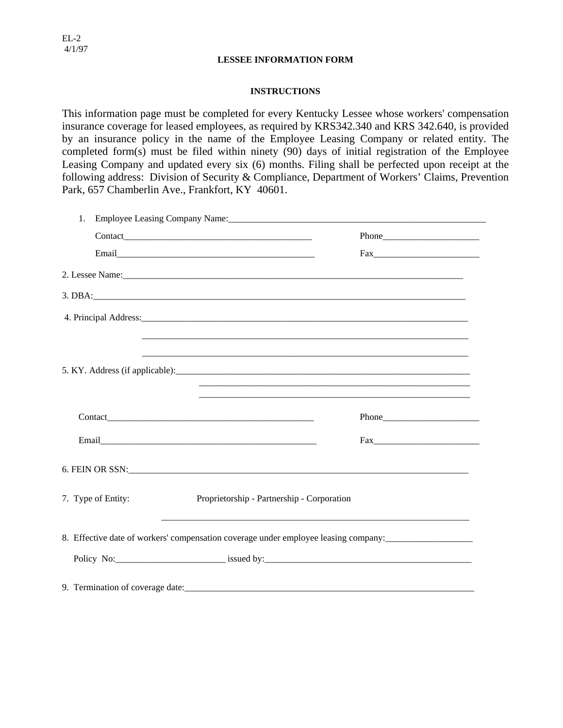EL-2
4/1/97

## LESSEE INFORMATION FORM

### INSTRUCTIONS

This information page must be completed for every Kentucky Lessee whose workers' compensation insurance coverage for leased employees, as required by KRS342.340 and KRS 342.640, is provided by an insurance policy in the name of the Employee Leasing Company or related entity. The completed form(s) must be filed within ninety (90) days of initial registration of the Employee Leasing Company and updated every six (6) months. Filing shall be perfected upon receipt at the following address: Division of Security & Compliance, Department of Workers' Claims, Prevention Park, 657 Chamberlin Ave., Frankfort, KY 40601.

1. Employee Leasing Company Name:____________________________________________________

   Contact_________________________________________ Phone_____________________

   Email___________________________________________ Fax_______________________

2. Lessee Name:______________________________________________________________________

3. DBA:_____________________________________________________________________________

4. Principal Address:__________________________________________________________________

   __________________________________________________________________________

   __________________________________________________________________________

5. KY. Address (if applicable):__________________________________________________________

   ______________________________________________________________

   ______________________________________________________________

   Contact_______________________________________________ Phone_____________________

   Email_________________________________________________ Fax_______________________

6. FEIN OR SSN:______________________________________________________________________

7. Type of Entity: Proprietorship - Partnership - Corporation

   ______________________________________________________________________

8. Effective date of workers' compensation coverage under employee leasing company:___________________

   Policy No:________________________ issued by:_____________________________________________

9. Termination of coverage date:_________________________________________________________________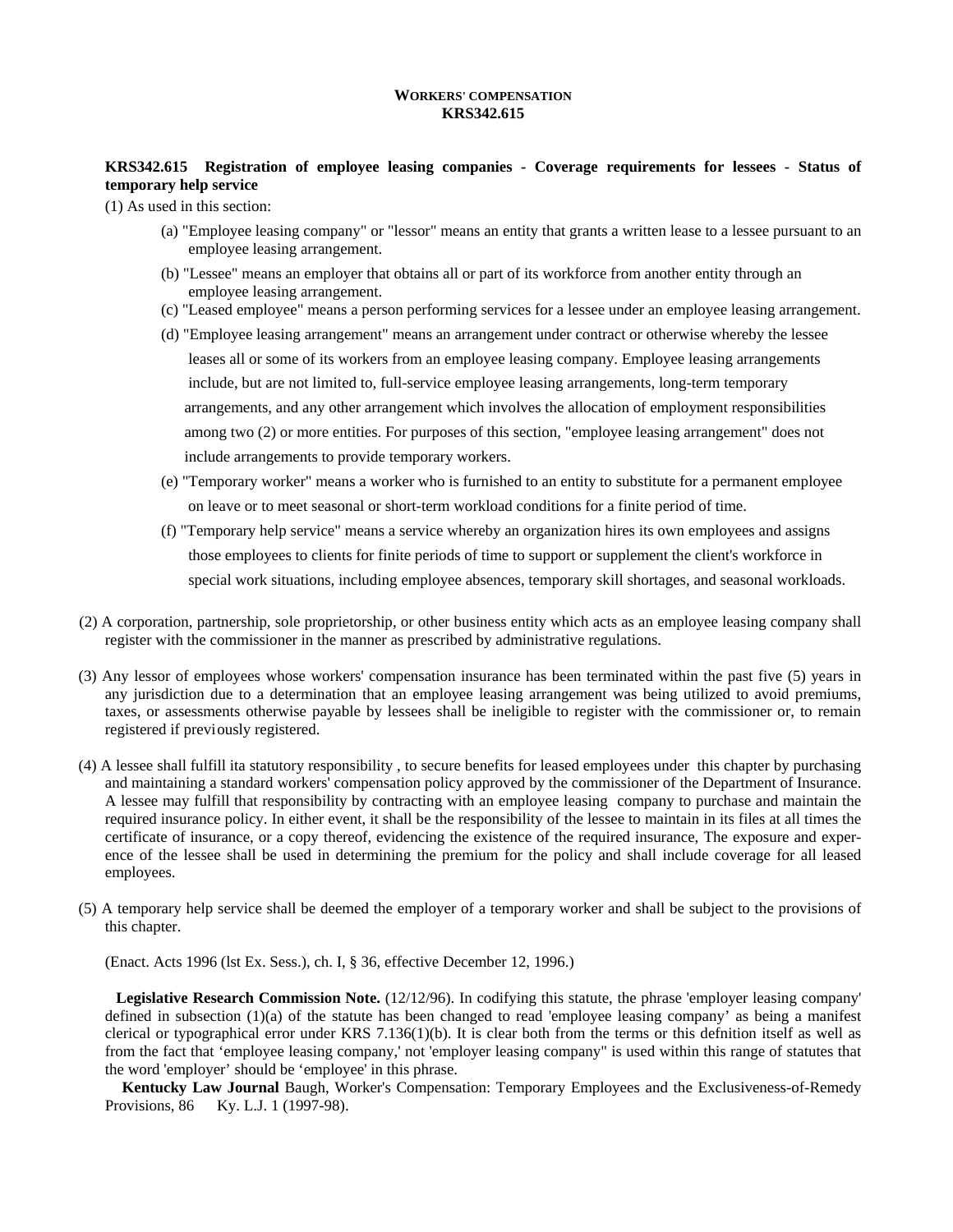**WORKERS' COMPENSATION**
**KRS342.615**

**KRS342.615 Registration of employee leasing companies - Coverage requirements for lessees - Status of temporary help service**

(1) As used in this section:

(a) "Employee leasing company" or "lessor" means an entity that grants a written lease to a lessee pursuant to an employee leasing arrangement.

(b) "Lessee" means an employer that obtains all or part of its workforce from another entity through an employee leasing arrangement.

(c) "Leased employee" means a person performing services for a lessee under an employee leasing arrangement.

(d) "Employee leasing arrangement" means an arrangement under contract or otherwise whereby the lessee leases all or some of its workers from an employee leasing company. Employee leasing arrangements include, but are not limited to, full-service employee leasing arrangements, long-term temporary arrangements, and any other arrangement which involves the allocation of employment responsibilities among two (2) or more entities. For purposes of this section, "employee leasing arrangement" does not include arrangements to provide temporary workers.

(e) "Temporary worker" means a worker who is furnished to an entity to substitute for a permanent employee on leave or to meet seasonal or short-term workload conditions for a finite period of time.

(f) "Temporary help service" means a service whereby an organization hires its own employees and assigns those employees to clients for finite periods of time to support or supplement the client's workforce in special work situations, including employee absences, temporary skill shortages, and seasonal workloads.

(2) A corporation, partnership, sole proprietorship, or other business entity which acts as an employee leasing company shall register with the commissioner in the manner as prescribed by administrative regulations.

(3) Any lessor of employees whose workers' compensation insurance has been terminated within the past five (5) years in any jurisdiction due to a determination that an employee leasing arrangement was being utilized to avoid premiums, taxes, or assessments otherwise payable by lessees shall be ineligible to register with the commissioner or, to remain registered if previously registered.

(4) A lessee shall fulfill ita statutory responsibility , to secure benefits for leased employees under this chapter by purchasing and maintaining a standard workers' compensation policy approved by the commissioner of the Department of Insurance. A lessee may fulfill that responsibility by contracting with an employee leasing company to purchase and maintain the required insurance policy. In either event, it shall be the responsibility of the lessee to maintain in its files at all times the certificate of insurance, or a copy thereof, evidencing the existence of the required insurance, The exposure and experence of the lessee shall be used in determining the premium for the policy and shall include coverage for all leased employees.

(5) A temporary help service shall be deemed the employer of a temporary worker and shall be subject to the provisions of this chapter.

(Enact. Acts 1996 (lst Ex. Sess.), ch. I, § 36, effective December 12, 1996.)

**Legislative Research Commission Note.** (12/12/96). In codifying this statute, the phrase 'employer leasing company' defined in subsection (1)(a) of the statute has been changed to read 'employee leasing company' as being a manifest clerical or typographical error under KRS 7.136(1)(b). It is clear both from the terms or this defnition itself as well as from the fact that 'employee leasing company,' not 'employer leasing company" is used within this range of statutes that the word 'employer' should be 'employee' in this phrase.

**Kentucky Law Journal** Baugh, Worker's Compensation: Temporary Employees and the Exclusiveness-of-Remedy Provisions, 86 Ky. L.J. 1 (1997-98).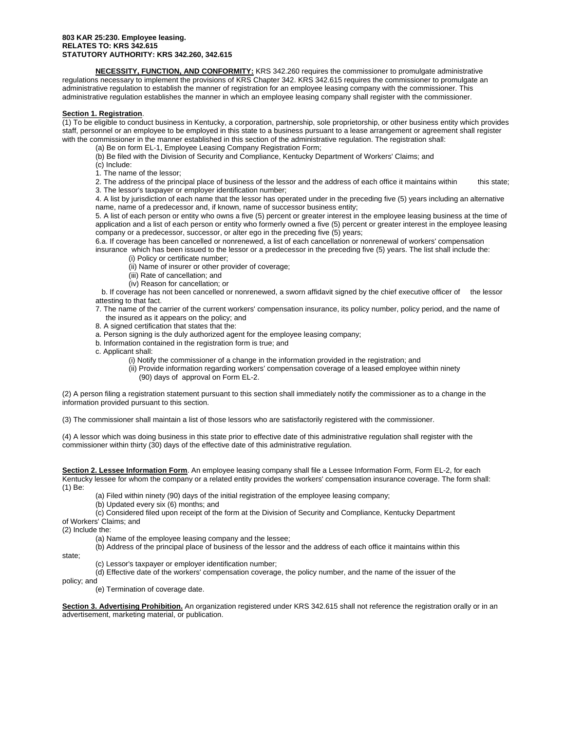**803 KAR 25:230. Employee leasing.**
**RELATES TO: KRS 342.615**
**STATUTORY AUTHORITY: KRS 342.260, 342.615**

**NECESSITY, FUNCTION, AND CONFORMITY:** KRS 342.260 requires the commissioner to promulgate administrative regulations necessary to implement the provisions of KRS Chapter 342. KRS 342.615 requires the commissioner to promulgate an administrative regulation to establish the manner of registration for an employee leasing company with the commissioner. This administrative regulation establishes the manner in which an employee leasing company shall register with the commissioner.

**Section 1. Registration**.

(1) To be eligible to conduct business in Kentucky, a corporation, partnership, sole proprietorship, or other business entity which provides staff, personnel or an employee to be employed in this state to a business pursuant to a lease arrangement or agreement shall register with the commissioner in the manner established in this section of the administrative regulation. The registration shall:

(a) Be on form EL-1, Employee Leasing Company Registration Form;

(b) Be filed with the Division of Security and Compliance, Kentucky Department of Workers' Claims; and

(c) Include:

1. The name of the lessor;

2. The address of the principal place of business of the lessor and the address of each office it maintains within this state;

3. The lessor's taxpayer or employer identification number;

4. A list by jurisdiction of each name that the lessor has operated under in the preceding five (5) years including an alternative name, name of a predecessor and, if known, name of successor business entity;

5. A list of each person or entity who owns a five (5) percent or greater interest in the employee leasing business at the time of application and a list of each person or entity who formerly owned a five (5) percent or greater interest in the employee leasing company or a predecessor, successor, or alter ego in the preceding five (5) years;

6.a. If coverage has been cancelled or nonrenewed, a list of each cancellation or nonrenewal of workers' compensation insurance which has been issued to the lessor or a predecessor in the preceding five (5) years. The list shall include the:

(i) Policy or certificate number;

(ii) Name of insurer or other provider of coverage;

(iii) Rate of cancellation; and

(iv) Reason for cancellation; or

b. If coverage has not been cancelled or nonrenewed, a sworn affidavit signed by the chief executive officer of the lessor attesting to that fact.

7. The name of the carrier of the current workers' compensation insurance, its policy number, policy period, and the name of the insured as it appears on the policy; and

8. A signed certification that states that the:

a. Person signing is the duly authorized agent for the employee leasing company;

b. Information contained in the registration form is true; and

c. Applicant shall:

(i) Notify the commissioner of a change in the information provided in the registration; and

(ii) Provide information regarding workers' compensation coverage of a leased employee within ninety (90) days of approval on Form EL-2.

(2) A person filing a registration statement pursuant to this section shall immediately notify the commissioner as to a change in the information provided pursuant to this section.

(3) The commissioner shall maintain a list of those lessors who are satisfactorily registered with the commissioner.

(4) A lessor which was doing business in this state prior to effective date of this administrative regulation shall register with the commissioner within thirty (30) days of the effective date of this administrative regulation.

**Section 2. Lessee Information Form**. An employee leasing company shall file a Lessee Information Form, Form EL-2, for each Kentucky lessee for whom the company or a related entity provides the workers' compensation insurance coverage. The form shall:

(1) Be:

(a) Filed within ninety (90) days of the initial registration of the employee leasing company;

(b) Updated every six (6) months; and

(c) Considered filed upon receipt of the form at the Division of Security and Compliance, Kentucky Department of Workers' Claims; and

(2) Include the:

(a) Name of the employee leasing company and the lessee;

(b) Address of the principal place of business of the lessor and the address of each office it maintains within this state;

(c) Lessor's taxpayer or employer identification number;

(d) Effective date of the workers' compensation coverage, the policy number, and the name of the issuer of the policy; and

(e) Termination of coverage date.

**Section 3. Advertising Prohibition.** An organization registered under KRS 342.615 shall not reference the registration orally or in an advertisement, marketing material, or publication.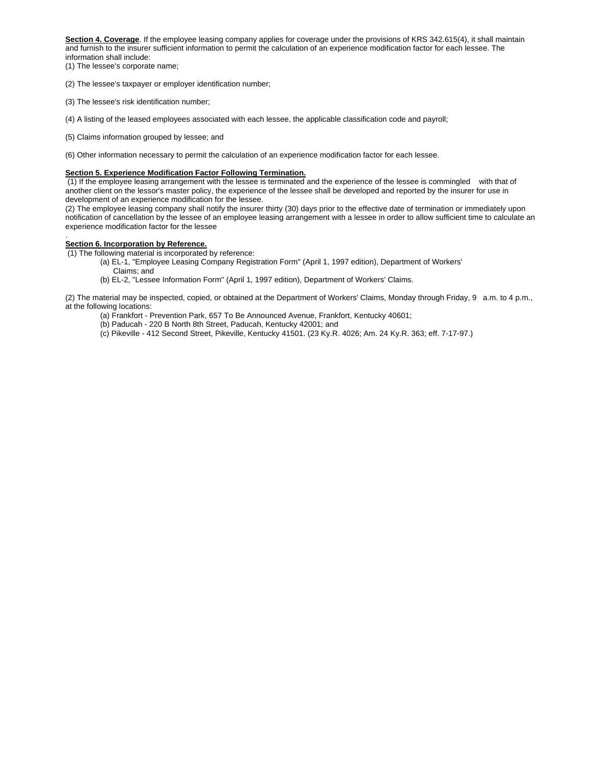**Section 4. Coverage**. If the employee leasing company applies for coverage under the provisions of KRS 342.615(4), it shall maintain and furnish to the insurer sufficient information to permit the calculation of an experience modification factor for each lessee. The information shall include:

(1) The lessee's corporate name;

(2) The lessee's taxpayer or employer identification number;

(3) The lessee's risk identification number;

(4) A listing of the leased employees associated with each lessee, the applicable classification code and payroll;

(5) Claims information grouped by lessee; and

(6) Other information necessary to permit the calculation of an experience modification factor for each lessee.

**Section 5. Experience Modification Factor Following Termination.**

(1) If the employee leasing arrangement with the lessee is terminated and the experience of the lessee is commingled with that of another client on the lessor's master policy, the experience of the lessee shall be developed and reported by the insurer for use in development of an experience modification for the lessee.

(2) The employee leasing company shall notify the insurer thirty (30) days prior to the effective date of termination or immediately upon notification of cancellation by the lessee of an employee leasing arrangement with a lessee in order to allow sufficient time to calculate an experience modification factor for the lessee

.

**Section 6. Incorporation by Reference.**

(1) The following material is incorporated by reference:

(a) EL-1, "Employee Leasing Company Registration Form" (April 1, 1997 edition), Department of Workers' Claims; and

(b) EL-2, "Lessee Information Form" (April 1, 1997 edition), Department of Workers' Claims.

(2) The material may be inspected, copied, or obtained at the Department of Workers' Claims, Monday through Friday, 9 a.m. to 4 p.m., at the following locations:

(a) Frankfort - Prevention Park, 657 To Be Announced Avenue, Frankfort, Kentucky 40601;

(b) Paducah - 220 B North 8th Street, Paducah, Kentucky 42001; and

(c) Pikeville - 412 Second Street, Pikeville, Kentucky 41501. (23 Ky.R. 4026; Am. 24 Ky.R. 363; eff. 7-17-97.)